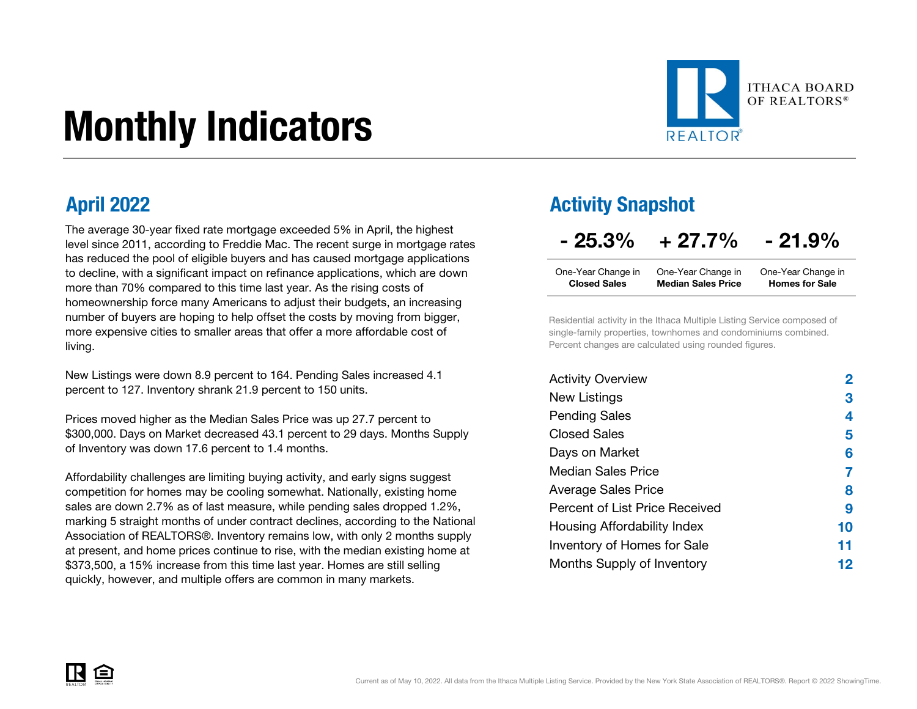# Monthly Indicators

ITHACA BOARD OF REALTORS®

## April 2022

The average 30-year fixed rate mortgage exceeded 5% in April, the highest level since 2011, according to Freddie Mac. The recent surge in mortgage rates has reduced the pool of eligible buyers and has caused mortgage applications to decline, with a significant impact on refinance applications, which are down more than 70% compared to this time last year. As the rising costs of homeownership force many Americans to adjust their budgets, an increasing number of buyers are hoping to help offset the costs by moving from bigger, more expensive cities to smaller areas that offer a more affordable cost of living.

New Listings were down 8.9 percent to 164. Pending Sales increased 4.1 percent to 127. Inventory shrank 21.9 percent to 150 units.

Prices moved higher as the Median Sales Price was up 27.7 percent to $300,000. Days on Market decreased 43.1 percent to 29 days. Months Supply of Inventory was down 17.6 percent to 1.4 months.

Affordability challenges are limiting buying activity, and early signs suggest competition for homes may be cooling somewhat. Nationally, existing home sales are down 2.7% as of last measure, while pending sales dropped 1.2%, marking 5 straight months of under contract declines, according to the National Association of REALTORS®. Inventory remains low, with only 2 months supply at present, and home prices continue to rise, with the median existing home at $373,500, a 15% increase from this time last year. Homes are still selling quickly, however, and multiple offers are common in many markets.

## Activity Snapshot

| - 25.3% | + 27.7% | - 21.9% |
|---|---|---|
| One-Year Change in **Closed Sales** | One-Year Change in **Median Sales Price** | One-Year Change in **Homes for Sale** |

Residential activity in the Ithaca Multiple Listing Service composed of single-family properties, townhomes and condominiums combined. Percent changes are calculated using rounded figures.

| | |
|---|---|
| Activity Overview | 2 |
| New Listings | 3 |
| Pending Sales | 4 |
| Closed Sales | 5 |
| Days on Market | 6 |
| Median Sales Price | 7 |
| Average Sales Price | 8 |
| Percent of List Price Received | 9 |
| Housing Affordability Index | 10 |
| Inventory of Homes for Sale | 11 |
| Months Supply of Inventory | 12 |

Current as of May 10, 2022. All data from the Ithaca Multiple Listing Service. Provided by the New York State Association of REALTORS®. Report © 2022 ShowingTime.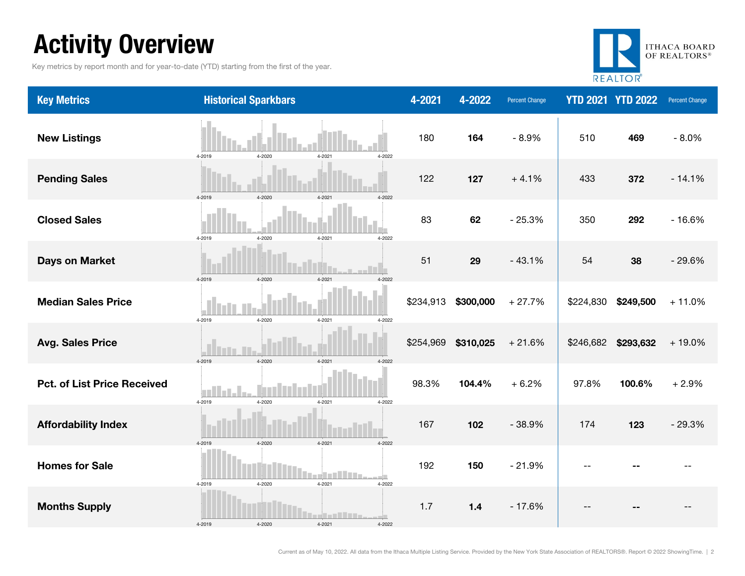# Activity Overview

Key metrics by report month and for year-to-date (YTD) starting from the first of the year.

ITHACA BOARD OF REALTORS®

| Key Metrics | Historical Sparkbars | 4-2021 | 4-2022 | Percent Change | YTD 2021 | YTD 2022 | Percent Change |
|---|---|---|---|---|---|---|---|
| New Listings | 4-2019 4-2020 4-2021 4-2022 | 180 | **164** | - 8.9% | 510 | **469** | - 8.0% |
| Pending Sales | 4-2019 4-2020 4-2021 4-2022 | 122 | **127** | + 4.1% | 433 | **372** | - 14.1% |
| Closed Sales | 4-2019 4-2020 4-2021 4-2022 | 83 | **62** | - 25.3% | 350 | **292** | - 16.6% |
| Days on Market | 4-2019 4-2020 4-2021 4-2022 | 51 | **29** | - 43.1% | 54 | **38** | - 29.6% |
| Median Sales Price | 4-2019 4-2020 4-2021 4-2022 | $234,913 | **$300,000** | + 27.7% | $224,830 | **$249,500** | + 11.0% |
| Avg. Sales Price | 4-2019 4-2020 4-2021 4-2022 | $254,969 | **$310,025** | + 21.6% | $246,682 | **$293,632** | + 19.0% |
| Pct. of List Price Received | 4-2019 4-2020 4-2021 4-2022 | 98.3% | **104.4%** | + 6.2% | 97.8% | **100.6%** | + 2.9% |
| Affordability Index | 4-2019 4-2020 4-2021 4-2022 | 167 | **102** | - 38.9% | 174 | **123** | - 29.3% |
| Homes for Sale | 4-2019 4-2020 4-2021 4-2022 | 192 | **150** | - 21.9% | -- | **--** | -- |
| Months Supply | 4-2019 4-2020 4-2021 4-2022 | 1.7 | **1.4** | - 17.6% | -- | **--** | -- |

Current as of May 10, 2022. All data from the Ithaca Multiple Listing Service. Provided by the New York State Association of REALTORS®. Report © 2022 ShowingTime.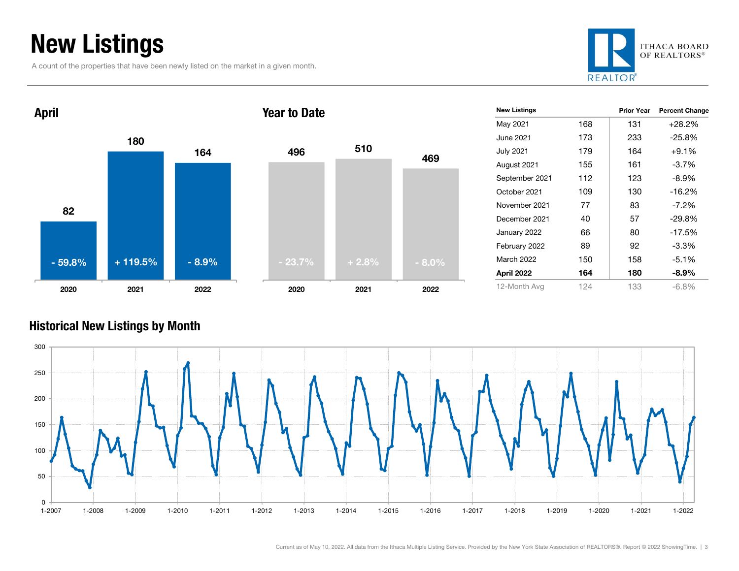# New Listings

A count of the properties that have been newly listed on the market in a given month.

ITHACA BOARD OF REALTORS®

## April

82
180
164

- 59.8%
+ 119.5%
- 8.9%

2020
2021
2022

## Year to Date

496
510
469

- 23.7%
+ 2.8%
- 8.0%

2020
2021
2022

| New Listings | | Prior Year | Percent Change |
| --- | --- | --- | --- |
| May 2021 | 168 | 131 | +28.2% |
| June 2021 | 173 | 233 | -25.8% |
| July 2021 | 179 | 164 | +9.1% |
| August 2021 | 155 | 161 | -3.7% |
| September 2021 | 112 | 123 | -8.9% |
| October 2021 | 109 | 130 | -16.2% |
| November 2021 | 77 | 83 | -7.2% |
| December 2021 | 40 | 57 | -29.8% |
| January 2022 | 66 | 80 | -17.5% |
| February 2022 | 89 | 92 | -3.3% |
| March 2022 | 150 | 158 | -5.1% |
| **April 2022** | **164** | **180** | **-8.9%** |
| 12-Month Avg | 124 | 133 | -6.8% |

## Historical New Listings by Month

300
250
200
150
100
50
0

1-2007
1-2008
1-2009
1-2010
1-2011
1-2012
1-2013
1-2014
1-2015
1-2016
1-2017
1-2018
1-2019
1-2020
1-2021
1-2022

Current as of May 10, 2022. All data from the Ithaca Multiple Listing Service. Provided by the New York State Association of REALTORS®. Report © 2022 ShowingTime.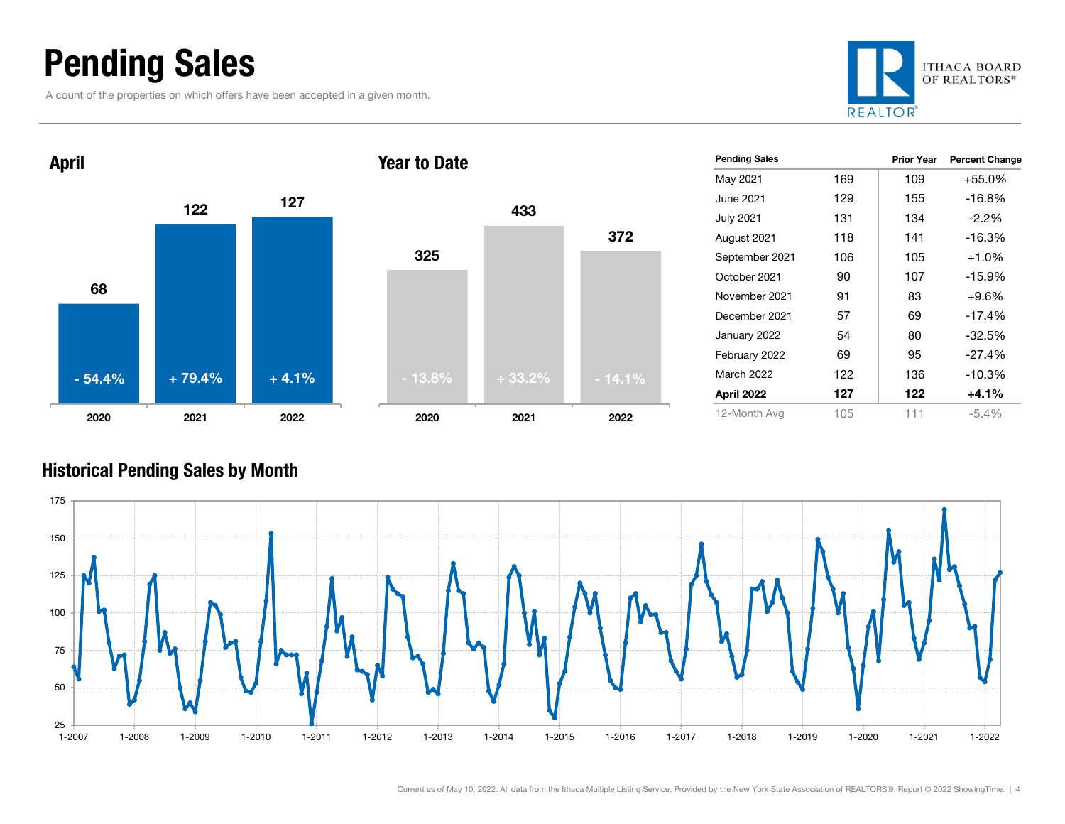# Pending Sales

A count of the properties on which offers have been accepted in a given month.

ITHACA BOARD OF REALTORS®

REALTOR®

## April

68
122
127
- 54.4%
+ 79.4%
+ 4.1%
2020
2021
2022

## Year to Date

325
433
372
- 13.8%
+ 33.2%
- 14.1%
2020
2021
2022

| Pending Sales | | Prior Year | Percent Change |
|---|---|---|---|
| May 2021 | 169 | 109 | +55.0% |
| June 2021 | 129 | 155 | -16.8% |
| July 2021 | 131 | 134 | -2.2% |
| August 2021 | 118 | 141 | -16.3% |
| September 2021 | 106 | 105 | +1.0% |
| October 2021 | 90 | 107 | -15.9% |
| November 2021 | 91 | 83 | +9.6% |
| December 2021 | 57 | 69 | -17.4% |
| January 2022 | 54 | 80 | -32.5% |
| February 2022 | 69 | 95 | -27.4% |
| March 2022 | 122 | 136 | -10.3% |
| **April 2022** | **127** | **122** | **+4.1%** |
| 12-Month Avg | 105 | 111 | -5.4% |

## Historical Pending Sales by Month

175
150
125
100
75
50
25

1-2007 1-2008 1-2009 1-2010 1-2011 1-2012 1-2013 1-2014 1-2015 1-2016 1-2017 1-2018 1-2019 1-2020 1-2021 1-2022

Current as of May 10, 2022. All data from the Ithaca Multiple Listing Service. Provided by the New York State Association of REALTORS®. Report © 2022 ShowingTime.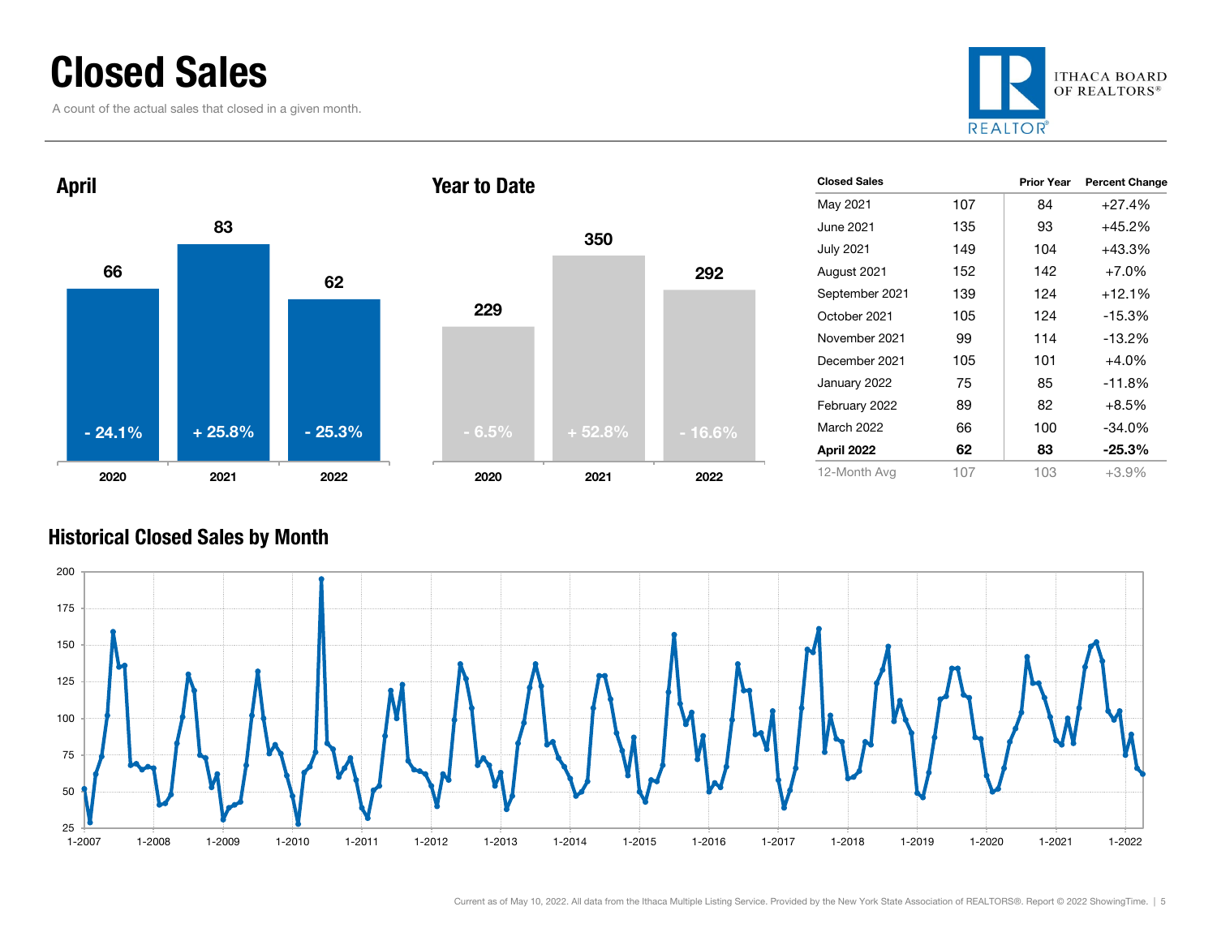# Closed Sales

A count of the actual sales that closed in a given month.

ITHACA BOARD OF REALTORS®

REALTOR®

## April

66
83
62

- 24.1%
+ 25.8%
- 25.3%

2020
2021
2022

## Year to Date

229
350
292

- 6.5%
+ 52.8%
- 16.6%

2020
2021
2022

| Closed Sales | | Prior Year | Percent Change |
|---|---|---|---|
| May 2021 | 107 | 84 | +27.4% |
| June 2021 | 135 | 93 | +45.2% |
| July 2021 | 149 | 104 | +43.3% |
| August 2021 | 152 | 142 | +7.0% |
| September 2021 | 139 | 124 | +12.1% |
| October 2021 | 105 | 124 | -15.3% |
| November 2021 | 99 | 114 | -13.2% |
| December 2021 | 105 | 101 | +4.0% |
| January 2022 | 75 | 85 | -11.8% |
| February 2022 | 89 | 82 | +8.5% |
| March 2022 | 66 | 100 | -34.0% |
| **April 2022** | **62** | **83** | **-25.3%** |
| 12-Month Avg | 107 | 103 | +3.9% |

## Historical Closed Sales by Month

200
175
150
125
100
75
50
25

1-2007
1-2008
1-2009
1-2010
1-2011
1-2012
1-2013
1-2014
1-2015
1-2016
1-2017
1-2018
1-2019
1-2020
1-2021
1-2022

Current as of May 10, 2022. All data from the Ithaca Multiple Listing Service. Provided by the New York State Association of REALTORS®. Report © 2022 ShowingTime.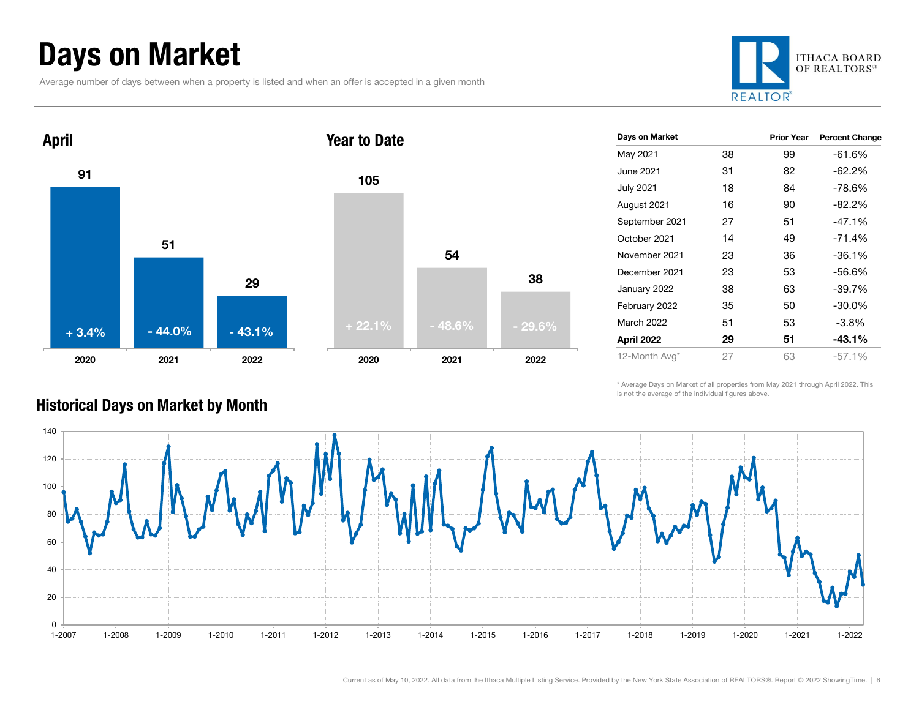# Days on Market

Average number of days between when a property is listed and when an offer is accepted in a given month

ITHACA BOARD OF REALTORS®

REALTOR®

## April

91
51
29
+ 3.4%
- 44.0%
- 43.1%
2020
2021
2022

## Year to Date

105
54
38
+ 22.1%
- 48.6%
- 29.6%
2020
2021
2022

| Days on Market | | Prior Year | Percent Change |
|---|---|---|---|
| May 2021 | 38 | 99 | -61.6% |
| June 2021 | 31 | 82 | -62.2% |
| July 2021 | 18 | 84 | -78.6% |
| August 2021 | 16 | 90 | -82.2% |
| September 2021 | 27 | 51 | -47.1% |
| October 2021 | 14 | 49 | -71.4% |
| November 2021 | 23 | 36 | -36.1% |
| December 2021 | 23 | 53 | -56.6% |
| January 2022 | 38 | 63 | -39.7% |
| February 2022 | 35 | 50 | -30.0% |
| March 2022 | 51 | 53 | -3.8% |
| **April 2022** | **29** | **51** | **-43.1%** |
| 12-Month Avg* | 27 | 63 | -57.1% |

\* Average Days on Market of all properties from May 2021 through April 2022. This is not the average of the individual figures above.

## Historical Days on Market by Month

140
120
100
80
60
40
20
0
1-2007
1-2008
1-2009
1-2010
1-2011
1-2012
1-2013
1-2014
1-2015
1-2016
1-2017
1-2018
1-2019
1-2020
1-2021
1-2022

Current as of May 10, 2022. All data from the Ithaca Multiple Listing Service. Provided by the New York State Association of REALTORS®. Report © 2022 ShowingTime.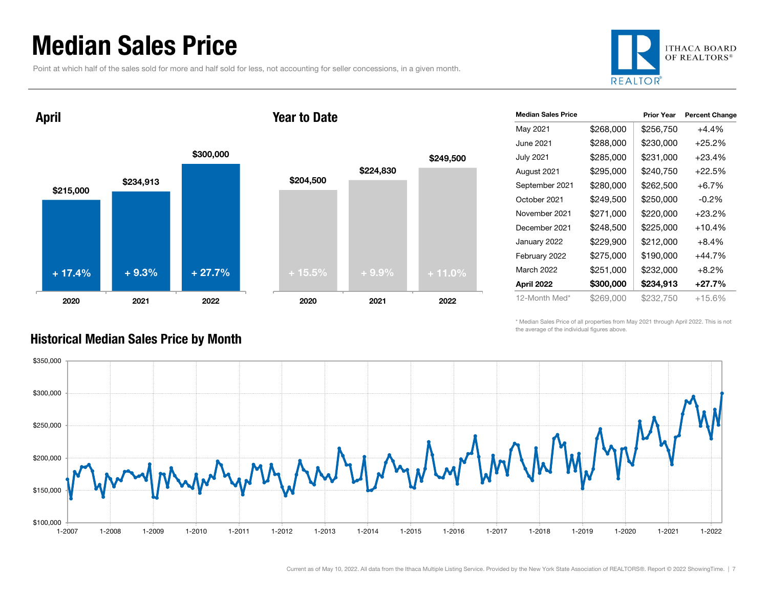# Median Sales Price

Point at which half of the sales sold for more and half sold for less, not accounting for seller concessions, in a given month.

ITHACA BOARD OF REALTORS®

## April

$215,000
$234,913
$300,000

+ 17.4%
+ 9.3%
+ 27.7%

2020
2021
2022

## Year to Date

$204,500
$224,830
$249,500

+ 15.5%
+ 9.9%
+ 11.0%

2020
2021
2022

| Median Sales Price | | Prior Year | Percent Change |
|---|---|---|---|
| May 2021 | $268,000 | $256,750 | +4.4% |
| June 2021 | $288,000 | $230,000 | +25.2% |
| July 2021 | $285,000 | $231,000 | +23.4% |
| August 2021 | $295,000 | $240,750 | +22.5% |
| September 2021 | $280,000 | $262,500 | +6.7% |
| October 2021 | $249,500 | $250,000 | -0.2% |
| November 2021 | $271,000 | $220,000 | +23.2% |
| December 2021 | $248,500 | $225,000 | +10.4% |
| January 2022 | $229,900 | $212,000 | +8.4% |
| February 2022 | $275,000 | $190,000 | +44.7% |
| March 2022 | $251,000 | $232,000 | +8.2% |
| **April 2022** | **$300,000** | **$234,913** | **+27.7%** |
| 12-Month Med* | $269,000 | $232,750 | +15.6% |

\* Median Sales Price of all properties from May 2021 through April 2022. This is not the average of the individual figures above.

## Historical Median Sales Price by Month

$350,000
$300,000
$250,000
$200,000
$150,000
$100,000

1-2007
1-2008
1-2009
1-2010
1-2011
1-2012
1-2013
1-2014
1-2015
1-2016
1-2017
1-2018
1-2019
1-2020
1-2021
1-2022

Current as of May 10, 2022. All data from the Ithaca Multiple Listing Service. Provided by the New York State Association of REALTORS®. Report © 2022 ShowingTime.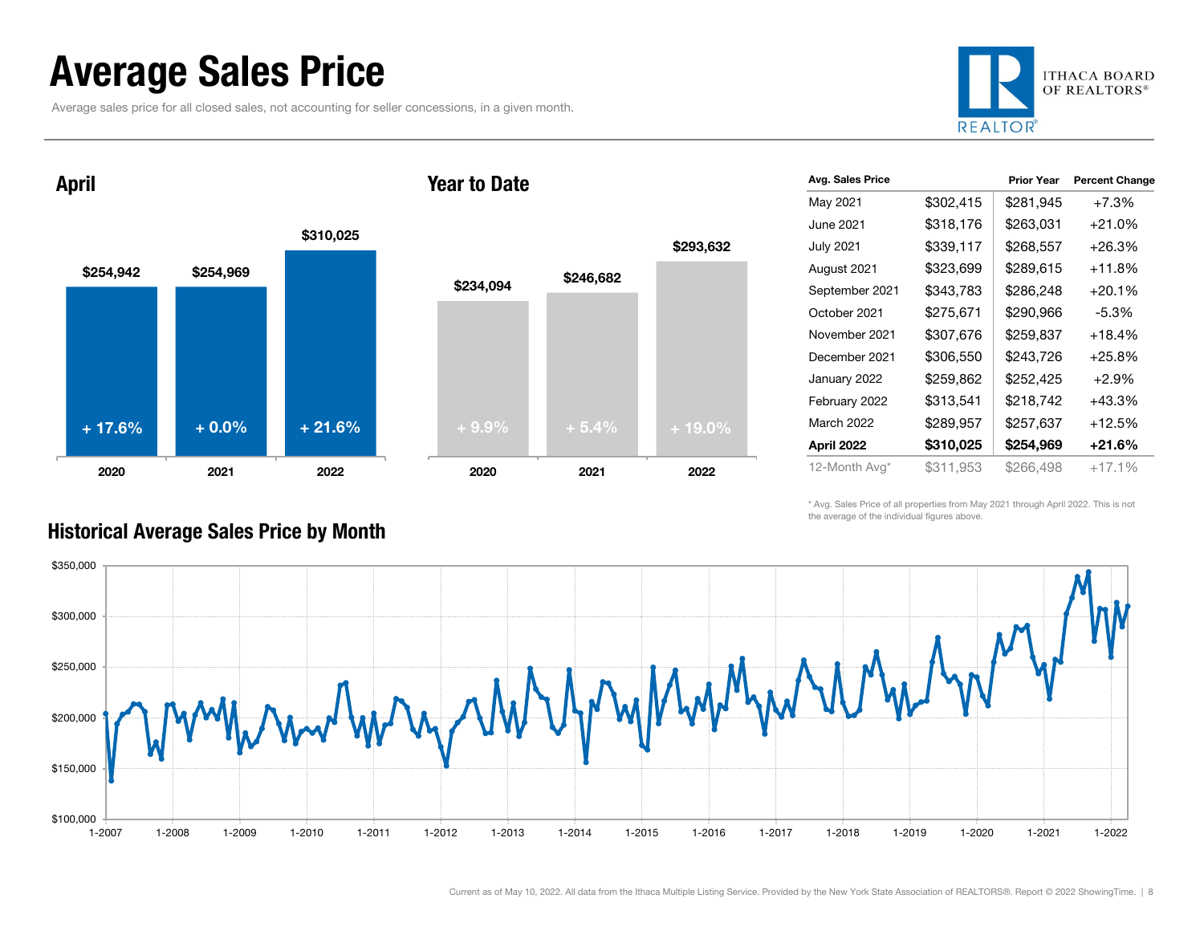# Average Sales Price

Average sales price for all closed sales, not accounting for seller concessions, in a given month.

ITHACA BOARD OF REALTORS®

REALTOR®

## April

$254,942
$254,969
$310,025

+ 17.6%
+ 0.0%
+ 21.6%

2020
2021
2022

## Year to Date

$234,094
$246,682
$293,632

+ 9.9%
+ 5.4%
+ 19.0%

2020
2021
2022

| Avg. Sales Price | | Prior Year | Percent Change |
|---|---|---|---|
| May 2021 | $302,415 | $281,945 | +7.3% |
| June 2021 | $318,176 | $263,031 | +21.0% |
| July 2021 | $339,117 | $268,557 | +26.3% |
| August 2021 | $323,699 | $289,615 | +11.8% |
| September 2021 | $343,783 | $286,248 | +20.1% |
| October 2021 | $275,671 | $290,966 | -5.3% |
| November 2021 | $307,676 | $259,837 | +18.4% |
| December 2021 | $306,550 | $243,726 | +25.8% |
| January 2022 | $259,862 | $252,425 | +2.9% |
| February 2022 | $313,541 | $218,742 | +43.3% |
| March 2022 | $289,957 | $257,637 | +12.5% |
| **April 2022** | **$310,025** | **$254,969** | **+21.6%** |
| 12-Month Avg* | $311,953 | $266,498 | +17.1% |

\* Avg. Sales Price of all properties from May 2021 through April 2022. This is not the average of the individual figures above.

## Historical Average Sales Price by Month

$350,000
$300,000
$250,000
$200,000
$150,000
$100,000

1-2007 1-2008 1-2009 1-2010 1-2011 1-2012 1-2013 1-2014 1-2015 1-2016 1-2017 1-2018 1-2019 1-2020 1-2021 1-2022

Current as of May 10, 2022. All data from the Ithaca Multiple Listing Service. Provided by the New York State Association of REALTORS®. Report © 2022 ShowingTime.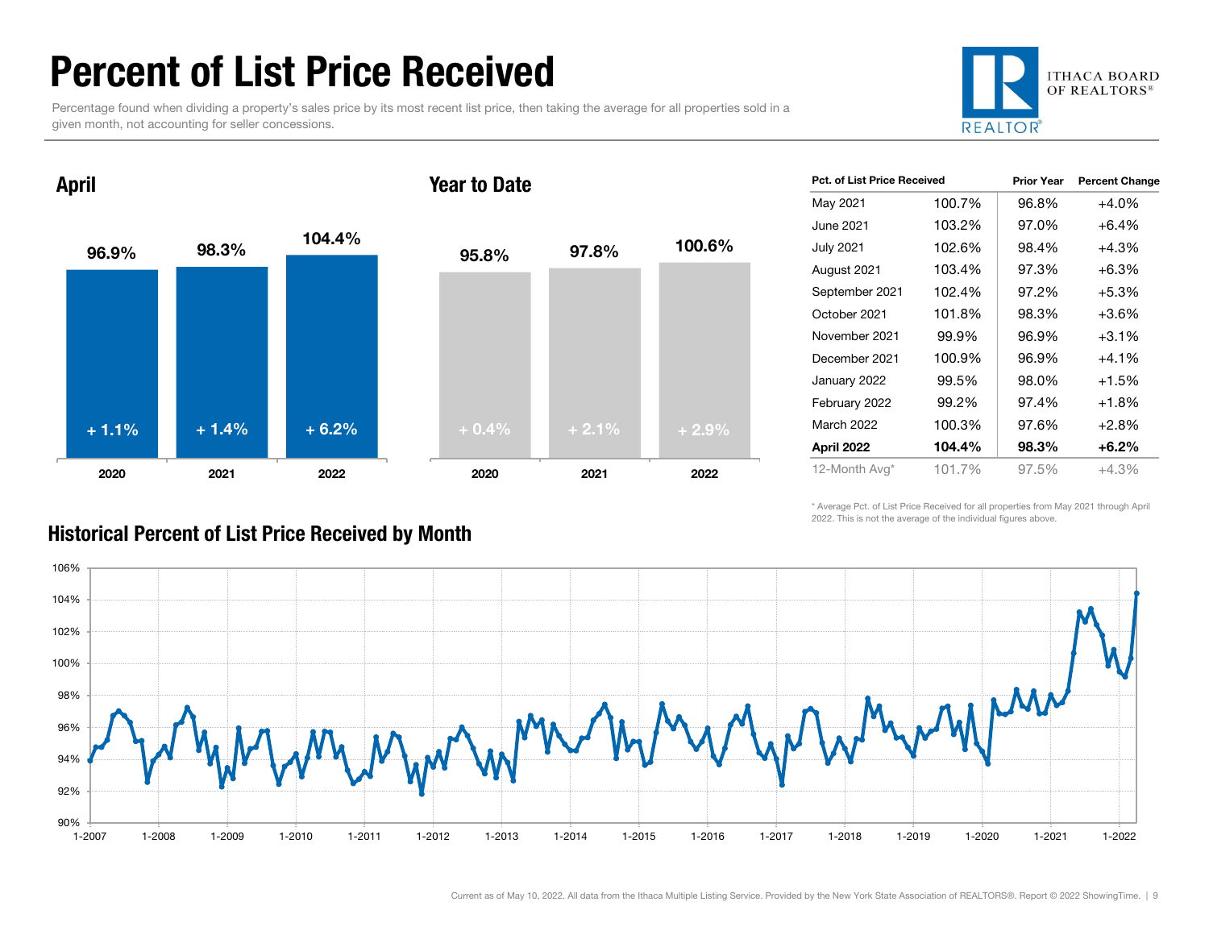# Percent of List Price Received

Percentage found when dividing a property's sales price by its most recent list price, then taking the average for all properties sold in a given month, not accounting for seller concessions.

ITHACA BOARD OF REALTORS®

REALTOR®

## April

96.9%
98.3%
104.4%

+ 1.1%
+ 1.4%
+ 6.2%

2020
2021
2022

## Year to Date

95.8%
97.8%
100.6%

+ 0.4%
+ 2.1%
+ 2.9%

2020
2021
2022

| Pct. of List Price Received | | Prior Year | Percent Change |
|---|---|---|---|
| May 2021 | 100.7% | 96.8% | +4.0% |
| June 2021 | 103.2% | 97.0% | +6.4% |
| July 2021 | 102.6% | 98.4% | +4.3% |
| August 2021 | 103.4% | 97.3% | +6.3% |
| September 2021 | 102.4% | 97.2% | +5.3% |
| October 2021 | 101.8% | 98.3% | +3.6% |
| November 2021 | 99.9% | 96.9% | +3.1% |
| December 2021 | 100.9% | 96.9% | +4.1% |
| January 2022 | 99.5% | 98.0% | +1.5% |
| February 2022 | 99.2% | 97.4% | +1.8% |
| March 2022 | 100.3% | 97.6% | +2.8% |
| **April 2022** | **104.4%** | **98.3%** | **+6.2%** |
| 12-Month Avg* | 101.7% | 97.5% | +4.3% |

\* Average Pct. of List Price Received for all properties from May 2021 through April 2022. This is not the average of the individual figures above.

## Historical Percent of List Price Received by Month

106%
104%
102%
100%
98%
96%
94%
92%
90%

1-2007
1-2008
1-2009
1-2010
1-2011
1-2012
1-2013
1-2014
1-2015
1-2016
1-2017
1-2018
1-2019
1-2020
1-2021
1-2022

Current as of May 10, 2022. All data from the Ithaca Multiple Listing Service. Provided by the New York State Association of REALTORS®. Report © 2022 ShowingTime.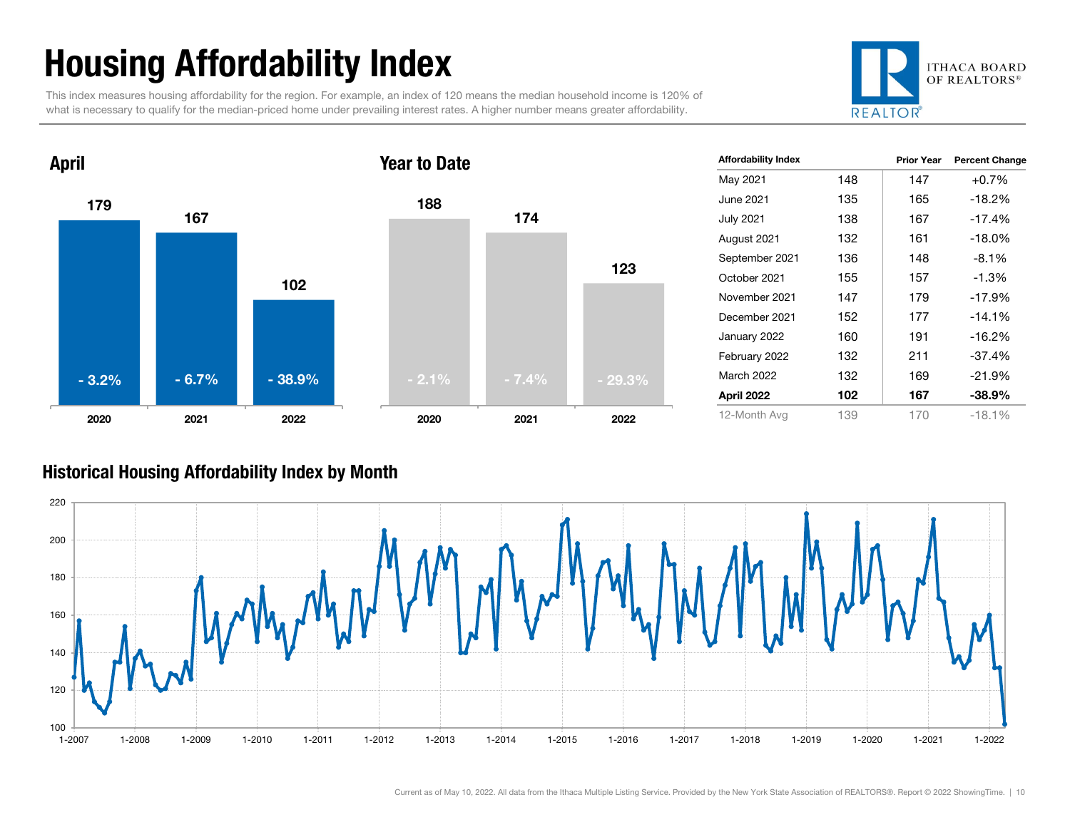# Housing Affordability Index

This index measures housing affordability for the region. For example, an index of 120 means the median household income is 120% of what is necessary to qualify for the median-priced home under prevailing interest rates. A higher number means greater affordability.

ITHACA BOARD OF REALTORS®

REALTOR®

## April

179
167
102

- 3.2%
- 6.7%
- 38.9%

2020
2021
2022

## Year to Date

188
174
123

- 2.1%
- 7.4%
- 29.3%

2020
2021
2022

| Affordability Index | | Prior Year | Percent Change |
|---|---|---|---|
| May 2021 | 148 | 147 | +0.7% |
| June 2021 | 135 | 165 | -18.2% |
| July 2021 | 138 | 167 | -17.4% |
| August 2021 | 132 | 161 | -18.0% |
| September 2021 | 136 | 148 | -8.1% |
| October 2021 | 155 | 157 | -1.3% |
| November 2021 | 147 | 179 | -17.9% |
| December 2021 | 152 | 177 | -14.1% |
| January 2022 | 160 | 191 | -16.2% |
| February 2022 | 132 | 211 | -37.4% |
| March 2022 | 132 | 169 | -21.9% |
| **April 2022** | **102** | **167** | **-38.9%** |
| 12-Month Avg | 139 | 170 | -18.1% |

## Historical Housing Affordability Index by Month

220
200
180
160
140
120
100

1-2007
1-2008
1-2009
1-2010
1-2011
1-2012
1-2013
1-2014
1-2015
1-2016
1-2017
1-2018
1-2019
1-2020
1-2021
1-2022

Current as of May 10, 2022. All data from the Ithaca Multiple Listing Service. Provided by the New York State Association of REALTORS®. Report © 2022 ShowingTime.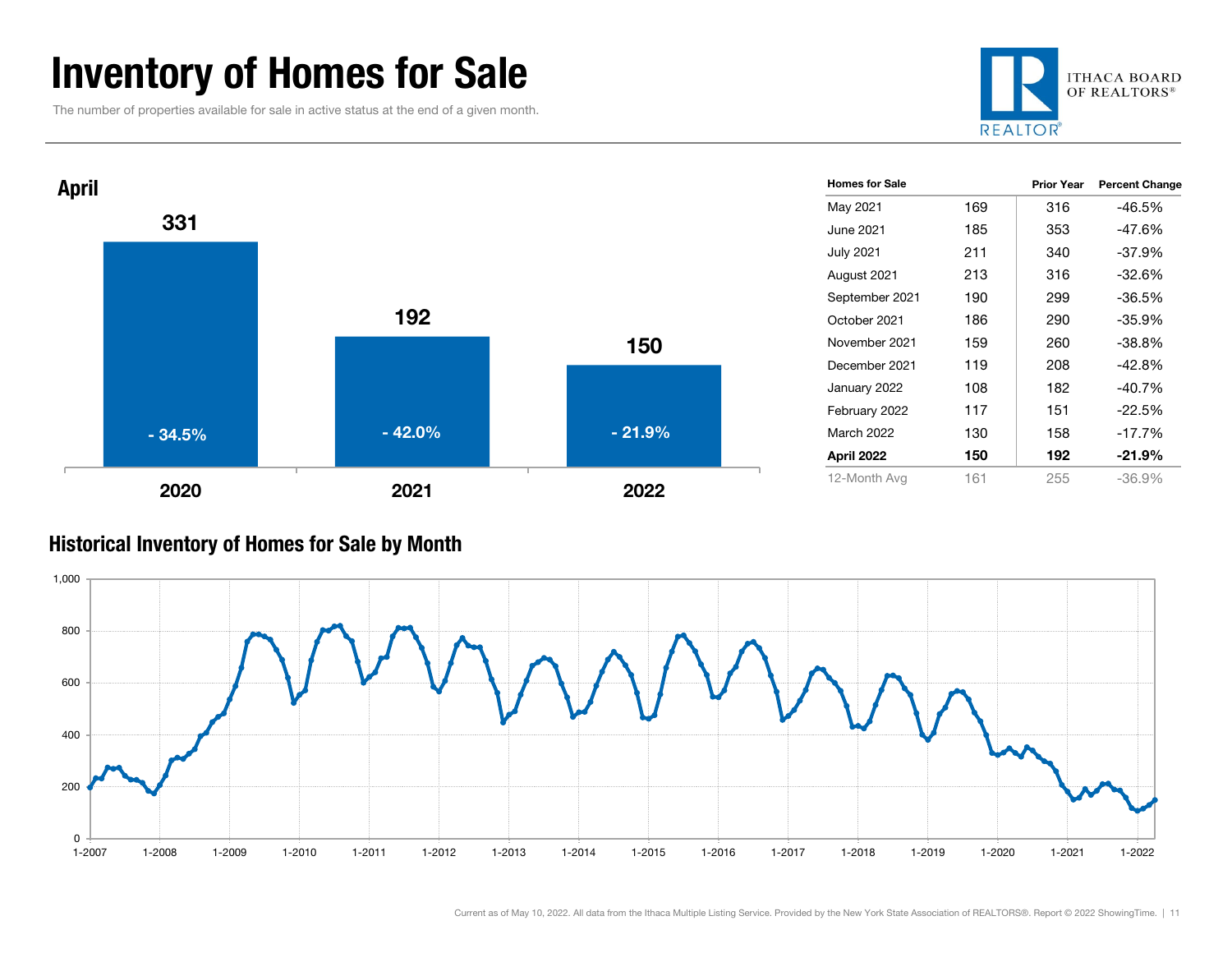# Inventory of Homes for Sale

The number of properties available for sale in active status at the end of a given month.

ITHACA BOARD OF REALTORS®

REALTOR®

## April

331
192
150
- 34.5%
- 42.0%
- 21.9%
2020
2021
2022

| Homes for Sale | | Prior Year | Percent Change |
|---|---|---|---|
| May 2021 | 169 | 316 | -46.5% |
| June 2021 | 185 | 353 | -47.6% |
| July 2021 | 211 | 340 | -37.9% |
| August 2021 | 213 | 316 | -32.6% |
| September 2021 | 190 | 299 | -36.5% |
| October 2021 | 186 | 290 | -35.9% |
| November 2021 | 159 | 260 | -38.8% |
| December 2021 | 119 | 208 | -42.8% |
| January 2022 | 108 | 182 | -40.7% |
| February 2022 | 117 | 151 | -22.5% |
| March 2022 | 130 | 158 | -17.7% |
| **April 2022** | **150** | **192** | **-21.9%** |
| 12-Month Avg | 161 | 255 | -36.9% |

## Historical Inventory of Homes for Sale by Month

1,000
800
600
400
200
0
1-2007
1-2008
1-2009
1-2010
1-2011
1-2012
1-2013
1-2014
1-2015
1-2016
1-2017
1-2018
1-2019
1-2020
1-2021
1-2022

Current as of May 10, 2022. All data from the Ithaca Multiple Listing Service. Provided by the New York State Association of REALTORS®. Report © 2022 ShowingTime.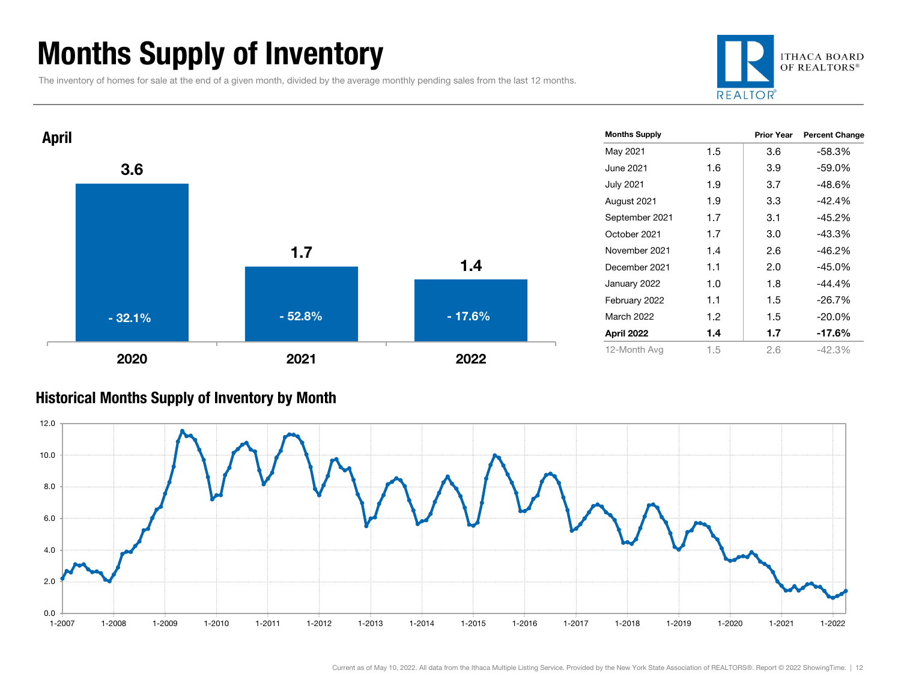# Months Supply of Inventory

The inventory of homes for sale at the end of a given month, divided by the average monthly pending sales from the last 12 months.

ITHACA BOARD OF REALTORS®

REALTOR®

## April

3.6
- 32.1%
2020

1.7
- 52.8%
2021

1.4
- 17.6%
2022

| Months Supply | | Prior Year | Percent Change |
|---|---|---|---|
| May 2021 | 1.5 | 3.6 | -58.3% |
| June 2021 | 1.6 | 3.9 | -59.0% |
| July 2021 | 1.9 | 3.7 | -48.6% |
| August 2021 | 1.9 | 3.3 | -42.4% |
| September 2021 | 1.7 | 3.1 | -45.2% |
| October 2021 | 1.7 | 3.0 | -43.3% |
| November 2021 | 1.4 | 2.6 | -46.2% |
| December 2021 | 1.1 | 2.0 | -45.0% |
| January 2022 | 1.0 | 1.8 | -44.4% |
| February 2022 | 1.1 | 1.5 | -26.7% |
| March 2022 | 1.2 | 1.5 | -20.0% |
| **April 2022** | **1.4** | **1.7** | **-17.6%** |
| 12-Month Avg | 1.5 | 2.6 | -42.3% |

## Historical Months Supply of Inventory by Month

12.0
10.0
8.0
6.0
4.0
2.0
0.0

1-2007 1-2008 1-2009 1-2010 1-2011 1-2012 1-2013 1-2014 1-2015 1-2016 1-2017 1-2018 1-2019 1-2020 1-2021 1-2022

Current as of May 10, 2022. All data from the Ithaca Multiple Listing Service. Provided by the New York State Association of REALTORS®. Report © 2022 ShowingTime.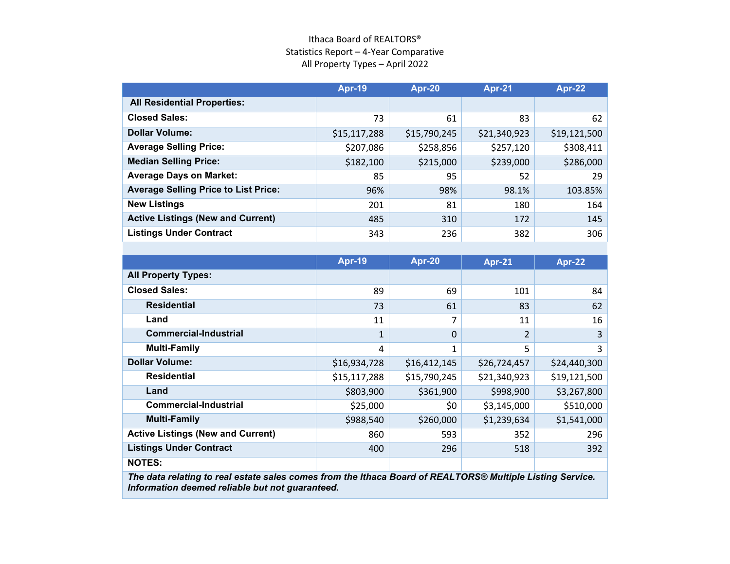Ithaca Board of REALTORS®
Statistics Report – 4-Year Comparative
All Property Types – April 2022

| | Apr-19 | Apr-20 | Apr-21 | Apr-22 |
|---|---|---|---|---|
| **All Residential Properties:** | | | | |
| **Closed Sales:** | 73 | 61 | 83 | 62 |
| **Dollar Volume:** | $15,117,288 | $15,790,245 | $21,340,923 | $19,121,500 |
| **Average Selling Price:** | $207,086 | $258,856 | $257,120 | $308,411 |
| **Median Selling Price:** | $182,100 | $215,000 | $239,000 | $286,000 |
| **Average Days on Market:** | 85 | 95 | 52 | 29 |
| **Average Selling Price to List Price:** | 96% | 98% | 98.1% | 103.85% |
| **New Listings** | 201 | 81 | 180 | 164 |
| **Active Listings (New and Current)** | 485 | 310 | 172 | 145 |
| **Listings Under Contract** | 343 | 236 | 382 | 306 |

| | Apr-19 | Apr-20 | Apr-21 | Apr-22 |
|---|---|---|---|---|
| **All Property Types:** | | | | |
| **Closed Sales:** | 89 | 69 | 101 | 84 |
| **Residential** | 73 | 61 | 83 | 62 |
| **Land** | 11 | 7 | 11 | 16 |
| **Commercial-Industrial** | 1 | 0 | 2 | 3 |
| **Multi-Family** | 4 | 1 | 5 | 3 |
| **Dollar Volume:** | $16,934,728 | $16,412,145 | $26,724,457 | $24,440,300 |
| **Residential** | $15,117,288 | $15,790,245 | $21,340,923 | $19,121,500 |
| **Land** | $803,900 | $361,900 | $998,900 | $3,267,800 |
| **Commercial-Industrial** | $25,000 | $0 | $3,145,000 | $510,000 |
| **Multi-Family** | $988,540 | $260,000 | $1,239,634 | $1,541,000 |
| **Active Listings (New and Current)** | 860 | 593 | 352 | 296 |
| **Listings Under Contract** | 400 | 296 | 518 | 392 |
| **NOTES:** | | | | |

***The data relating to real estate sales comes from the Ithaca Board of REALTORS® Multiple Listing Service. Information deemed reliable but not guaranteed.***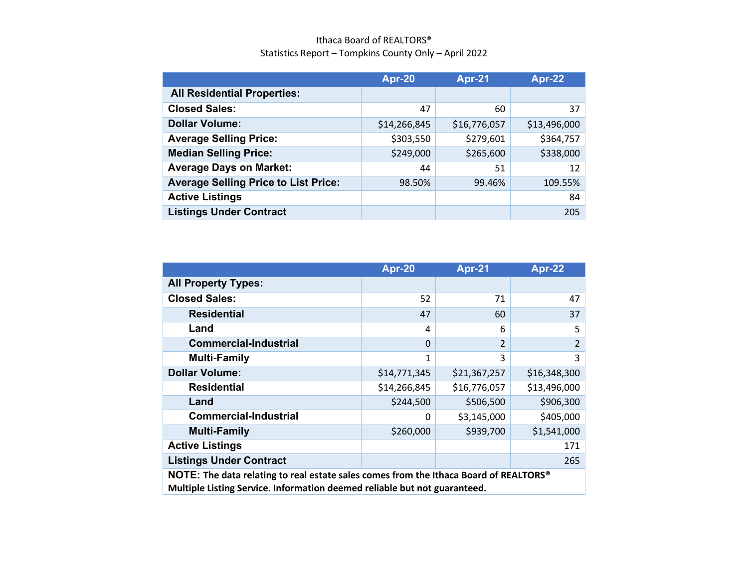Ithaca Board of REALTORS®
Statistics Report – Tompkins County Only – April 2022

| | Apr-20 | Apr-21 | Apr-22 |
|---|---|---|---|
| **All Residential Properties:** | | | |
| **Closed Sales:** | 47 | 60 | 37 |
| **Dollar Volume:** | $14,266,845 | $16,776,057 | $13,496,000 |
| **Average Selling Price:** | $303,550 | $279,601 | $364,757 |
| **Median Selling Price:** | $249,000 | $265,600 | $338,000 |
| **Average Days on Market:** | 44 | 51 | 12 |
| **Average Selling Price to List Price:** | 98.50% | 99.46% | 109.55% |
| **Active Listings** | | | 84 |
| **Listings Under Contract** | | | 205 |

| | Apr-20 | Apr-21 | Apr-22 |
|---|---|---|---|
| **All Property Types:** | | | |
| **Closed Sales:** | 52 | 71 | 47 |
| **Residential** | 47 | 60 | 37 |
| **Land** | 4 | 6 | 5 |
| **Commercial-Industrial** | 0 | 2 | 2 |
| **Multi-Family** | 1 | 3 | 3 |
| **Dollar Volume:** | $14,771,345 | $21,367,257 | $16,348,300 |
| **Residential** | $14,266,845 | $16,776,057 | $13,496,000 |
| **Land** | $244,500 | $506,500 | $906,300 |
| **Commercial-Industrial** | 0 | $3,145,000 | $405,000 |
| **Multi-Family** | $260,000 | $939,700 | $1,541,000 |
| **Active Listings** | | | 171 |
| **Listings Under Contract** | | | 265 |

**NOTE: The data relating to real estate sales comes from the Ithaca Board of REALTORS® Multiple Listing Service. Information deemed reliable but not guaranteed.**